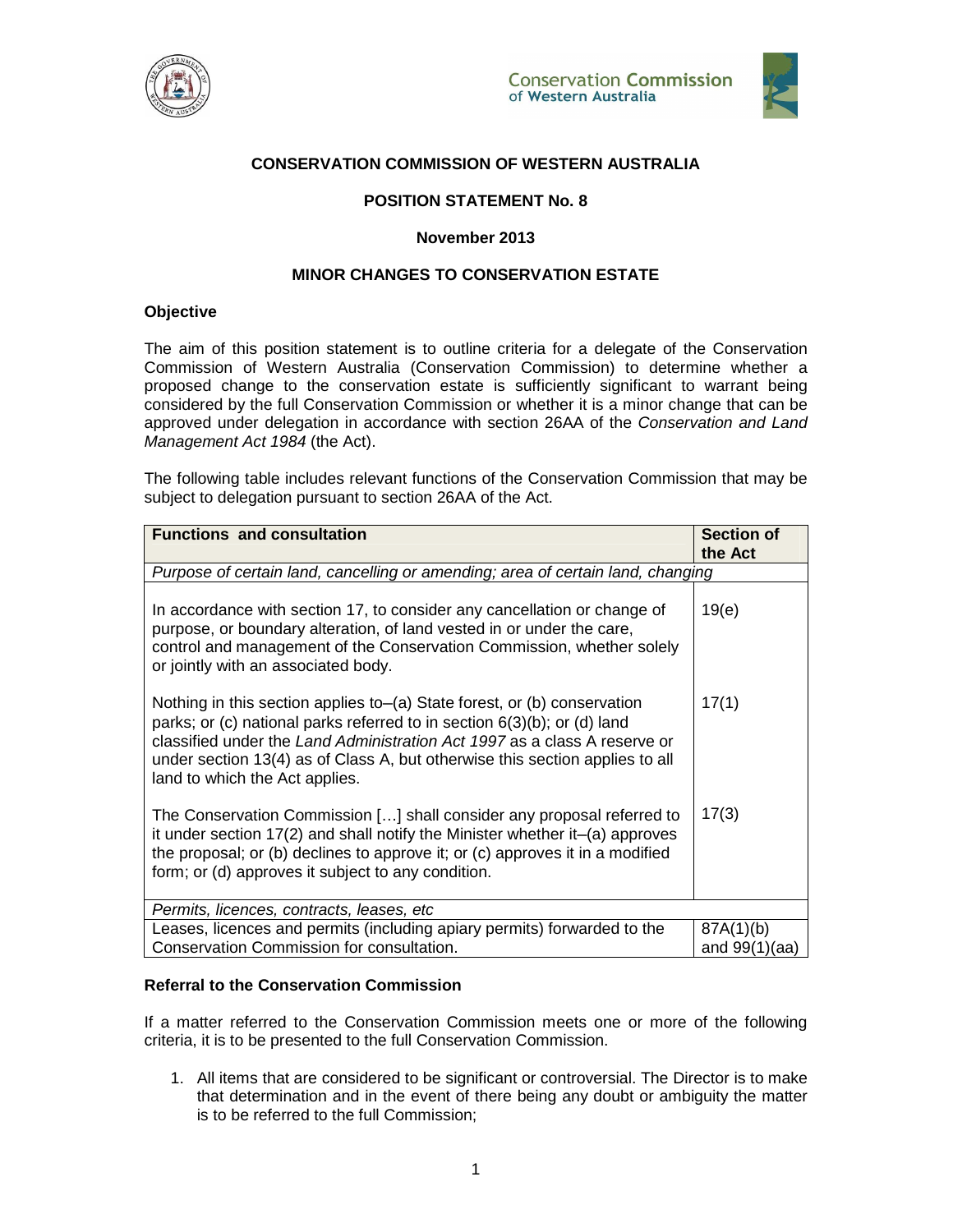**CONSERVATION COMMISSION OF WESTERN AUSTRALIA**

**POSITION STATEMENT No. 8**

**November 2013**

**MINOR CHANGES TO CONSERVATION ESTATE**

### Objective

The aim of this position statement is to outline criteria for a delegate of the Conservation Commission of Western Australia (Conservation Commission) to determine whether a proposed change to the conservation estate is sufficiently significant to warrant being considered by the full Conservation Commission or whether it is a minor change that can be approved under delegation in accordance with section 26AA of the *Conservation and Land Management Act 1984* (the Act).

The following table includes relevant functions of the Conservation Commission that may be subject to delegation pursuant to section 26AA of the Act.

| Functions and consultation | Section of the Act |
|---|---|
| *Purpose of certain land, cancelling or amending; area of certain land, changing* | |
| In accordance with section 17, to consider any cancellation or change of purpose, or boundary alteration, of land vested in or under the care, control and management of the Conservation Commission, whether solely or jointly with an associated body. | 19(e) |
| Nothing in this section applies to–(a) State forest, or (b) conservation parks; or (c) national parks referred to in section 6(3)(b); or (d) land classified under the *Land Administration Act 1997* as a class A reserve or under section 13(4) as of Class A, but otherwise this section applies to all land to which the Act applies. | 17(1) |
| The Conservation Commission […] shall consider any proposal referred to it under section 17(2) and shall notify the Minister whether it–(a) approves the proposal; or (b) declines to approve it; or (c) approves it in a modified form; or (d) approves it subject to any condition. | 17(3) |
| *Permits, licences, contracts, leases, etc* | |
| Leases, licences and permits (including apiary permits) forwarded to the Conservation Commission for consultation. | 87A(1)(b) and 99(1)(aa) |

### Referral to the Conservation Commission

If a matter referred to the Conservation Commission meets one or more of the following criteria, it is to be presented to the full Conservation Commission.

1. All items that are considered to be significant or controversial. The Director is to make that determination and in the event of there being any doubt or ambiguity the matter is to be referred to the full Commission;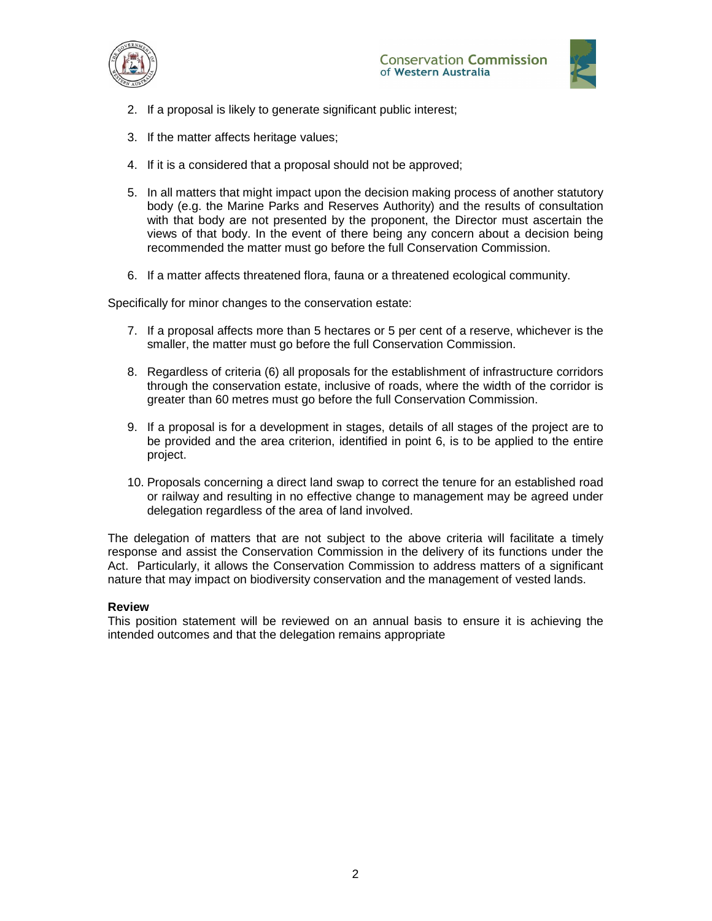2. If a proposal is likely to generate significant public interest;

3. If the matter affects heritage values;

4. If it is a considered that a proposal should not be approved;

5. In all matters that might impact upon the decision making process of another statutory body (e.g. the Marine Parks and Reserves Authority) and the results of consultation with that body are not presented by the proponent, the Director must ascertain the views of that body. In the event of there being any concern about a decision being recommended the matter must go before the full Conservation Commission.

6. If a matter affects threatened flora, fauna or a threatened ecological community.

Specifically for minor changes to the conservation estate:

7. If a proposal affects more than 5 hectares or 5 per cent of a reserve, whichever is the smaller, the matter must go before the full Conservation Commission.

8. Regardless of criteria (6) all proposals for the establishment of infrastructure corridors through the conservation estate, inclusive of roads, where the width of the corridor is greater than 60 metres must go before the full Conservation Commission.

9. If a proposal is for a development in stages, details of all stages of the project are to be provided and the area criterion, identified in point 6, is to be applied to the entire project.

10. Proposals concerning a direct land swap to correct the tenure for an established road or railway and resulting in no effective change to management may be agreed under delegation regardless of the area of land involved.

The delegation of matters that are not subject to the above criteria will facilitate a timely response and assist the Conservation Commission in the delivery of its functions under the Act. Particularly, it allows the Conservation Commission to address matters of a significant nature that may impact on biodiversity conservation and the management of vested lands.

**Review**

This position statement will be reviewed on an annual basis to ensure it is achieving the intended outcomes and that the delegation remains appropriate